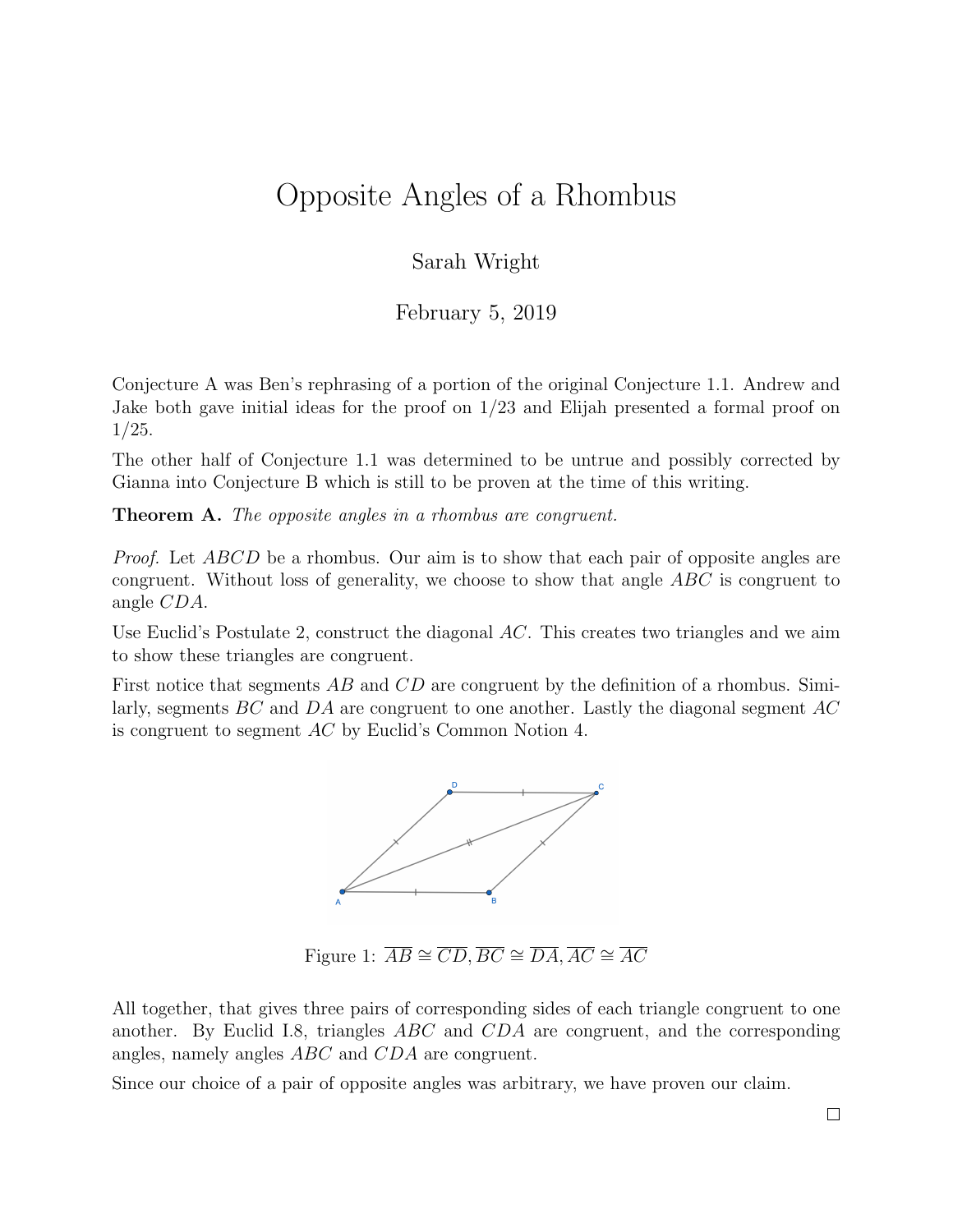# Opposite Angles of a Rhombus

Sarah Wright

February 5, 2019

Conjecture A was Ben's rephrasing of a portion of the original Conjecture 1.1. Andrew and Jake both gave initial ideas for the proof on 1/23 and Elijah presented a formal proof on 1/25.

The other half of Conjecture 1.1 was determined to be untrue and possibly corrected by Gianna into Conjecture B which is still to be proven at the time of this writing.

**Theorem A.** *The opposite angles in a rhombus are congruent.*

*Proof.* Let $ABCD$ be a rhombus. Our aim is to show that each pair of opposite angles are congruent. Without loss of generality, we choose to show that angle $ABC$ is congruent to angle $CDA$.

Use Euclid's Postulate 2, construct the diagonal $AC$. This creates two triangles and we aim to show these triangles are congruent.

First notice that segments $AB$ and $CD$ are congruent by the definition of a rhombus. Similarly, segments $BC$ and $DA$ are congruent to one another. Lastly the diagonal segment $AC$ is congruent to segment $AC$ by Euclid's Common Notion 4.

Figure 1: $\overline{AB} \cong \overline{CD}, \overline{BC} \cong \overline{DA}, \overline{AC} \cong \overline{AC}$

All together, that gives three pairs of corresponding sides of each triangle congruent to one another. By Euclid I.8, triangles $ABC$ and $CDA$ are congruent, and the corresponding angles, namely angles $ABC$ and $CDA$ are congruent.

Since our choice of a pair of opposite angles was arbitrary, we have proven our claim.

□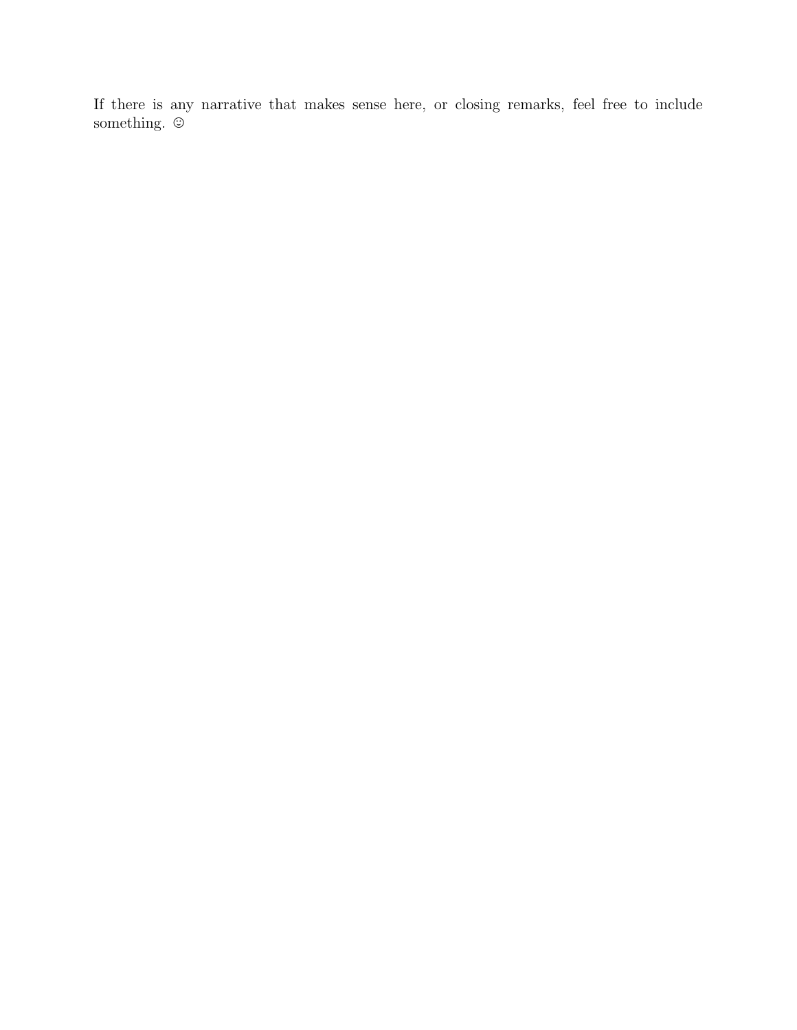If there is any narrative that makes sense here, or closing remarks, feel free to include something. ☺